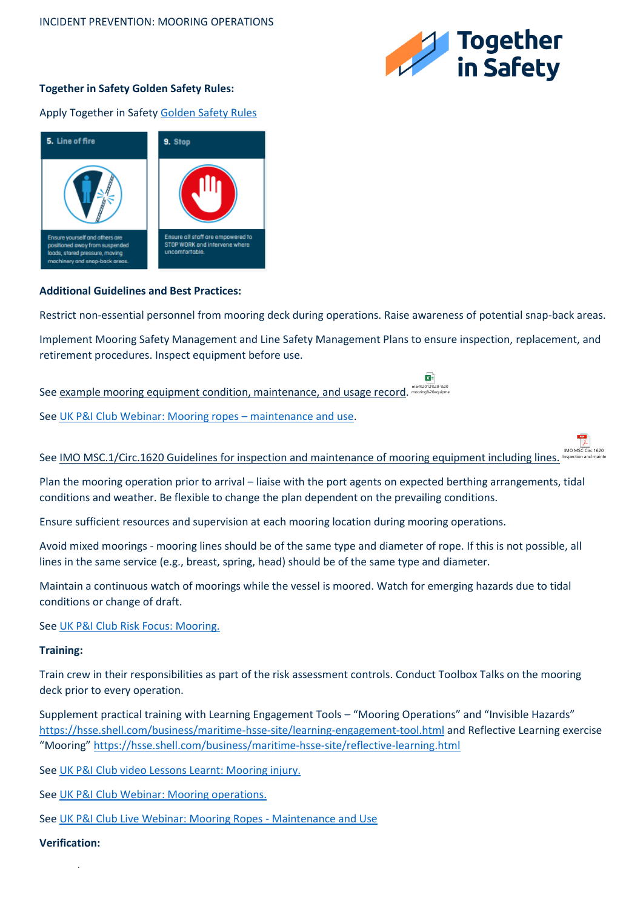INCIDENT PREVENTION: MOORING OPERATIONS

**Together in Safety Golden Safety Rules:**

Apply Together in Safety Golden Safety Rules

**5. Line of fire**

Ensure yourself and others are positioned away from suspended loads, stored pressure, moving machinery and snap-back areas.

**9. Stop**

Ensure all staff are empowered to STOP WORK and intervene where uncomfortable.

**Additional Guidelines and Best Practices:**

Restrict non-essential personnel from mooring deck during operations. Raise awareness of potential snap-back areas.

Implement Mooring Safety Management and Line Safety Management Plans to ensure inspection, replacement, and retirement procedures. Inspect equipment before use.

See example mooring equipment condition, maintenance, and usage record.

See UK P&I Club Webinar: Mooring ropes – maintenance and use.

See IMO MSC.1/Circ.1620 Guidelines for inspection and maintenance of mooring equipment including lines.

Plan the mooring operation prior to arrival – liaise with the port agents on expected berthing arrangements, tidal conditions and weather. Be flexible to change the plan dependent on the prevailing conditions.

Ensure sufficient resources and supervision at each mooring location during mooring operations.

Avoid mixed moorings - mooring lines should be of the same type and diameter of rope. If this is not possible, all lines in the same service (e.g., breast, spring, head) should be of the same type and diameter.

Maintain a continuous watch of moorings while the vessel is moored. Watch for emerging hazards due to tidal conditions or change of draft.

See UK P&I Club Risk Focus: Mooring.

**Training:**

Train crew in their responsibilities as part of the risk assessment controls. Conduct Toolbox Talks on the mooring deck prior to every operation.

Supplement practical training with Learning Engagement Tools – "Mooring Operations" and "Invisible Hazards" https://hsse.shell.com/business/maritime-hsse-site/learning-engagement-tool.html and Reflective Learning exercise "Mooring" https://hsse.shell.com/business/maritime-hsse-site/reflective-learning.html

See UK P&I Club video Lessons Learnt: Mooring injury.

See UK P&I Club Webinar: Mooring operations.

See UK P&I Club Live Webinar: Mooring Ropes - Maintenance and Use

**Verification:**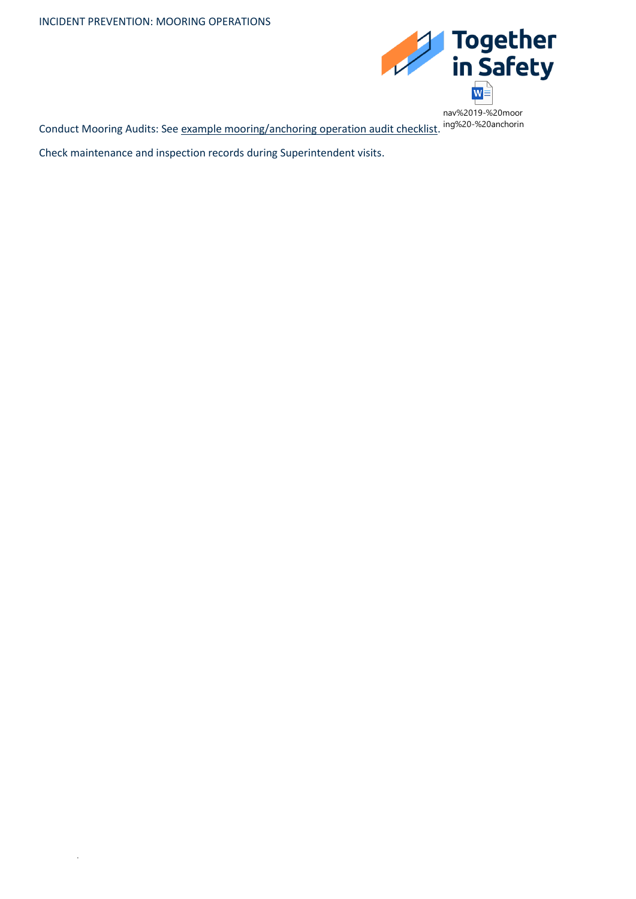Conduct Mooring Audits: See example mooring/anchoring operation audit checklist.

nav%2019-%20mooring%20-%20anchorin

Check maintenance and inspection records during Superintendent visits.